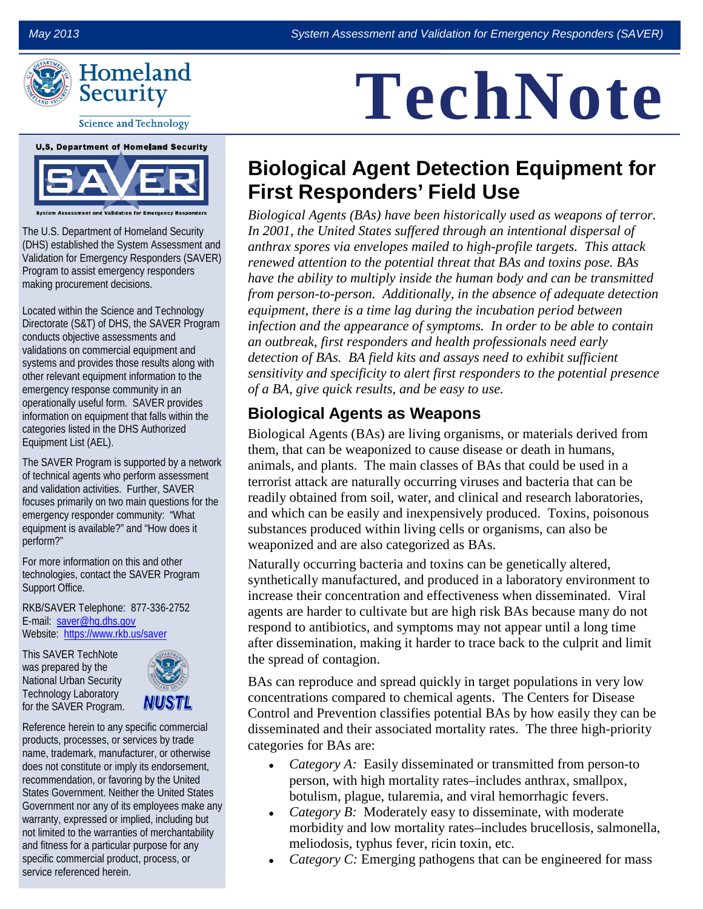# TechNote

## Biological Agent Detection Equipment for First Responders' Field Use

*Biological Agents (BAs) have been historically used as weapons of terror. In 2001, the United States suffered through an intentional dispersal of anthrax spores via envelopes mailed to high-profile targets. This attack renewed attention to the potential threat that BAs and toxins pose. BAs have the ability to multiply inside the human body and can be transmitted from person-to-person. Additionally, in the absence of adequate detection equipment, there is a time lag during the incubation period between infection and the appearance of symptoms. In order to be able to contain an outbreak, first responders and health professionals need early detection of BAs. BA field kits and assays need to exhibit sufficient sensitivity and specificity to alert first responders to the potential presence of a BA, give quick results, and be easy to use.*

### Biological Agents as Weapons

Biological Agents (BAs) are living organisms, or materials derived from them, that can be weaponized to cause disease or death in humans, animals, and plants. The main classes of BAs that could be used in a terrorist attack are naturally occurring viruses and bacteria that can be readily obtained from soil, water, and clinical and research laboratories, and which can be easily and inexpensively produced. Toxins, poisonous substances produced within living cells or organisms, can also be weaponized and are also categorized as BAs.

Naturally occurring bacteria and toxins can be genetically altered, synthetically manufactured, and produced in a laboratory environment to increase their concentration and effectiveness when disseminated. Viral agents are harder to cultivate but are high risk BAs because many do not respond to antibiotics, and symptoms may not appear until a long time after dissemination, making it harder to trace back to the culprit and limit the spread of contagion.

BAs can reproduce and spread quickly in target populations in very low concentrations compared to chemical agents. The Centers for Disease Control and Prevention classifies potential BAs by how easily they can be disseminated and their associated mortality rates. The three high-priority categories for BAs are:

- *Category A:* Easily disseminated or transmitted from person-to person, with high mortality rates–includes anthrax, smallpox, botulism, plague, tularemia, and viral hemorrhagic fevers.
- *Category B:* Moderately easy to disseminate, with moderate morbidity and low mortality rates–includes brucellosis, salmonella, meliodosis, typhus fever, ricin toxin, etc.
- *Category C:* Emerging pathogens that can be engineered for mass

---

U.S. Department of Homeland Security

SAVER

System Assessment and Validation for Emergency Responders

The U.S. Department of Homeland Security (DHS) established the System Assessment and Validation for Emergency Responders (SAVER) Program to assist emergency responders making procurement decisions.

Located within the Science and Technology Directorate (S&T) of DHS, the SAVER Program conducts objective assessments and validations on commercial equipment and systems and provides those results along with other relevant equipment information to the emergency response community in an operationally useful form. SAVER provides information on equipment that falls within the categories listed in the DHS Authorized Equipment List (AEL).

The SAVER Program is supported by a network of technical agents who perform assessment and validation activities. Further, SAVER focuses primarily on two main questions for the emergency responder community: "What equipment is available?" and "How does it perform?"

For more information on this and other technologies, contact the SAVER Program Support Office.

RKB/SAVER Telephone: 877-336-2752
E-mail: saver@hq.dhs.gov
Website: https://www.rkb.us/saver

This SAVER TechNote was prepared by the National Urban Security Technology Laboratory for the SAVER Program.

Reference herein to any specific commercial products, processes, or services by trade name, trademark, manufacturer, or otherwise does not constitute or imply its endorsement, recommendation, or favoring by the United States Government. Neither the United States Government nor any of its employees make any warranty, expressed or implied, including but not limited to the warranties of merchantability and fitness for a particular purpose for any specific commercial product, process, or service referenced herein.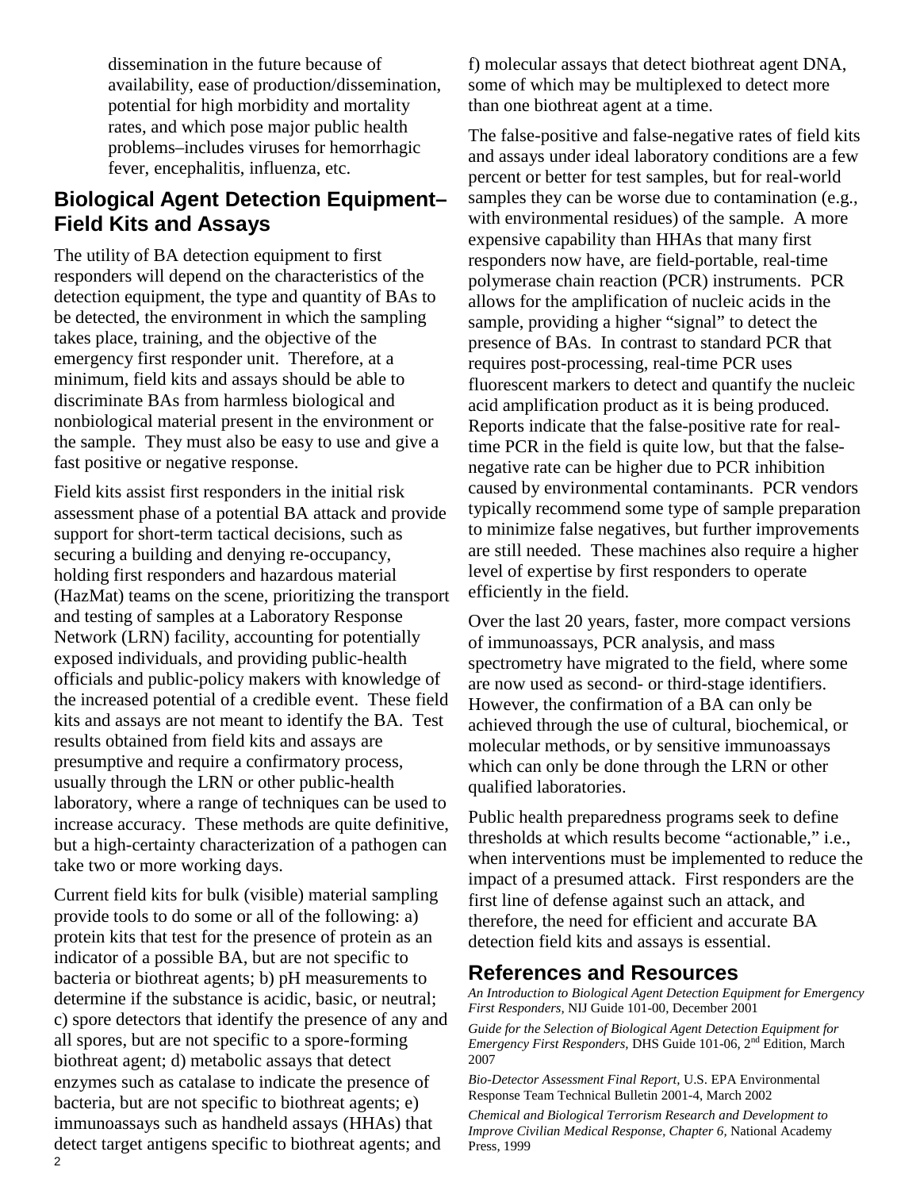dissemination in the future because of availability, ease of production/dissemination, potential for high morbidity and mortality rates, and which pose major public health problems–includes viruses for hemorrhagic fever, encephalitis, influenza, etc.

## Biological Agent Detection Equipment–Field Kits and Assays

The utility of BA detection equipment to first responders will depend on the characteristics of the detection equipment, the type and quantity of BAs to be detected, the environment in which the sampling takes place, training, and the objective of the emergency first responder unit. Therefore, at a minimum, field kits and assays should be able to discriminate BAs from harmless biological and nonbiological material present in the environment or the sample. They must also be easy to use and give a fast positive or negative response.

Field kits assist first responders in the initial risk assessment phase of a potential BA attack and provide support for short-term tactical decisions, such as securing a building and denying re-occupancy, holding first responders and hazardous material (HazMat) teams on the scene, prioritizing the transport and testing of samples at a Laboratory Response Network (LRN) facility, accounting for potentially exposed individuals, and providing public-health officials and public-policy makers with knowledge of the increased potential of a credible event. These field kits and assays are not meant to identify the BA. Test results obtained from field kits and assays are presumptive and require a confirmatory process, usually through the LRN or other public-health laboratory, where a range of techniques can be used to increase accuracy. These methods are quite definitive, but a high-certainty characterization of a pathogen can take two or more working days.

Current field kits for bulk (visible) material sampling provide tools to do some or all of the following: a) protein kits that test for the presence of protein as an indicator of a possible BA, but are not specific to bacteria or biothreat agents; b) pH measurements to determine if the substance is acidic, basic, or neutral; c) spore detectors that identify the presence of any and all spores, but are not specific to a spore-forming biothreat agent; d) metabolic assays that detect enzymes such as catalase to indicate the presence of bacteria, but are not specific to biothreat agents; e) immunoassays such as handheld assays (HHAs) that detect target antigens specific to biothreat agents; and f) molecular assays that detect biothreat agent DNA, some of which may be multiplexed to detect more than one biothreat agent at a time.

The false-positive and false-negative rates of field kits and assays under ideal laboratory conditions are a few percent or better for test samples, but for real-world samples they can be worse due to contamination (e.g., with environmental residues) of the sample. A more expensive capability than HHAs that many first responders now have, are field-portable, real-time polymerase chain reaction (PCR) instruments. PCR allows for the amplification of nucleic acids in the sample, providing a higher "signal" to detect the presence of BAs. In contrast to standard PCR that requires post-processing, real-time PCR uses fluorescent markers to detect and quantify the nucleic acid amplification product as it is being produced. Reports indicate that the false-positive rate for real-time PCR in the field is quite low, but that the false-negative rate can be higher due to PCR inhibition caused by environmental contaminants. PCR vendors typically recommend some type of sample preparation to minimize false negatives, but further improvements are still needed. These machines also require a higher level of expertise by first responders to operate efficiently in the field.

Over the last 20 years, faster, more compact versions of immunoassays, PCR analysis, and mass spectrometry have migrated to the field, where some are now used as second- or third-stage identifiers. However, the confirmation of a BA can only be achieved through the use of cultural, biochemical, or molecular methods, or by sensitive immunoassays which can only be done through the LRN or other qualified laboratories.

Public health preparedness programs seek to define thresholds at which results become "actionable," i.e., when interventions must be implemented to reduce the impact of a presumed attack. First responders are the first line of defense against such an attack, and therefore, the need for efficient and accurate BA detection field kits and assays is essential.

## References and Resources

*An Introduction to Biological Agent Detection Equipment for Emergency First Responders,* NIJ Guide 101-00, December 2001

*Guide for the Selection of Biological Agent Detection Equipment for Emergency First Responders,* DHS Guide 101-06, 2nd Edition, March 2007

*Bio-Detector Assessment Final Report,* U.S. EPA Environmental Response Team Technical Bulletin 2001-4, March 2002

*Chemical and Biological Terrorism Research and Development to Improve Civilian Medical Response, Chapter 6,* National Academy Press, 1999